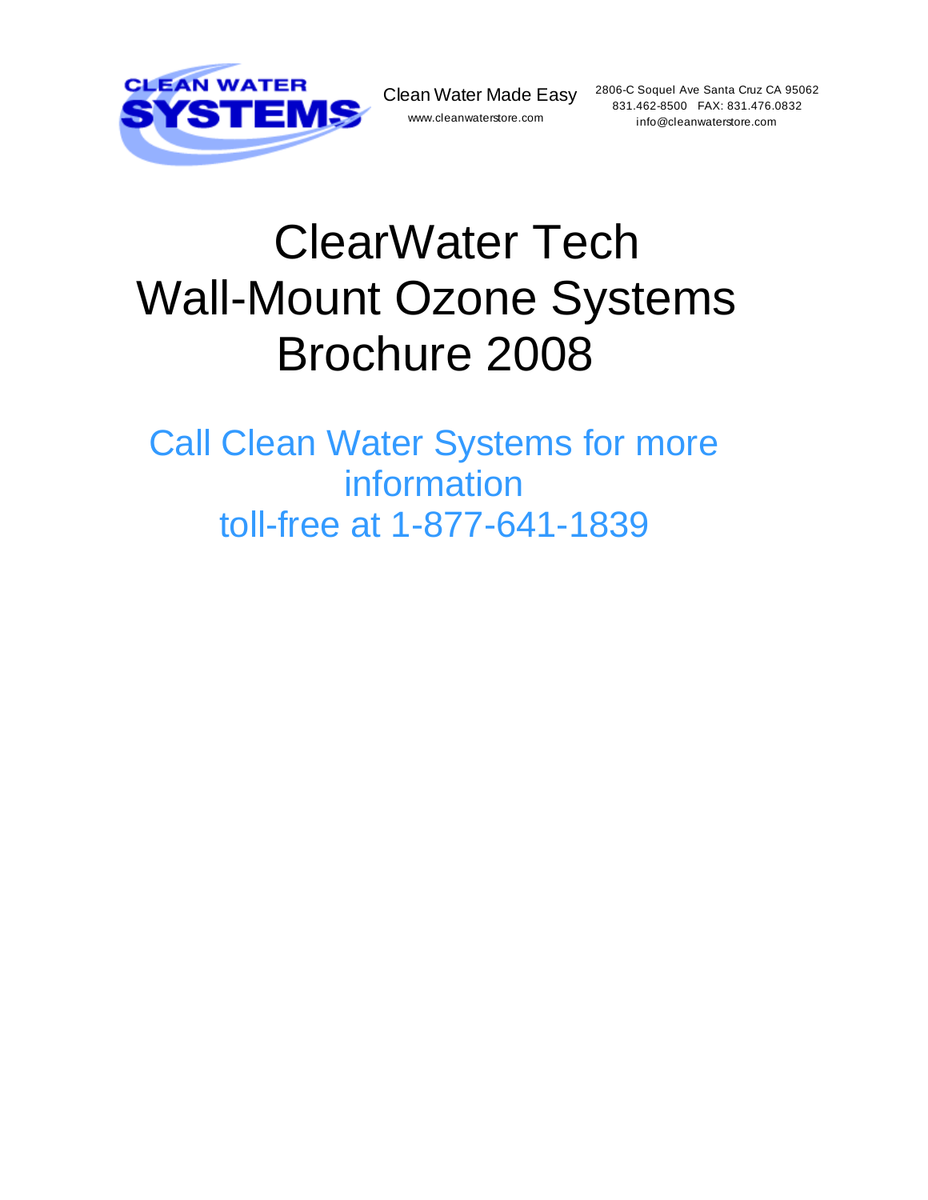CLEAN WATER SYSTEMS

Clean Water Made Easy

www.cleanwaterstore.com

2806-C Soquel Ave Santa Cruz CA 95062
831.462-8500 FAX: 831.476.0832
info@cleanwaterstore.com

# ClearWater Tech Wall-Mount Ozone Systems Brochure 2008

## Call Clean Water Systems for more information toll-free at 1-877-641-1839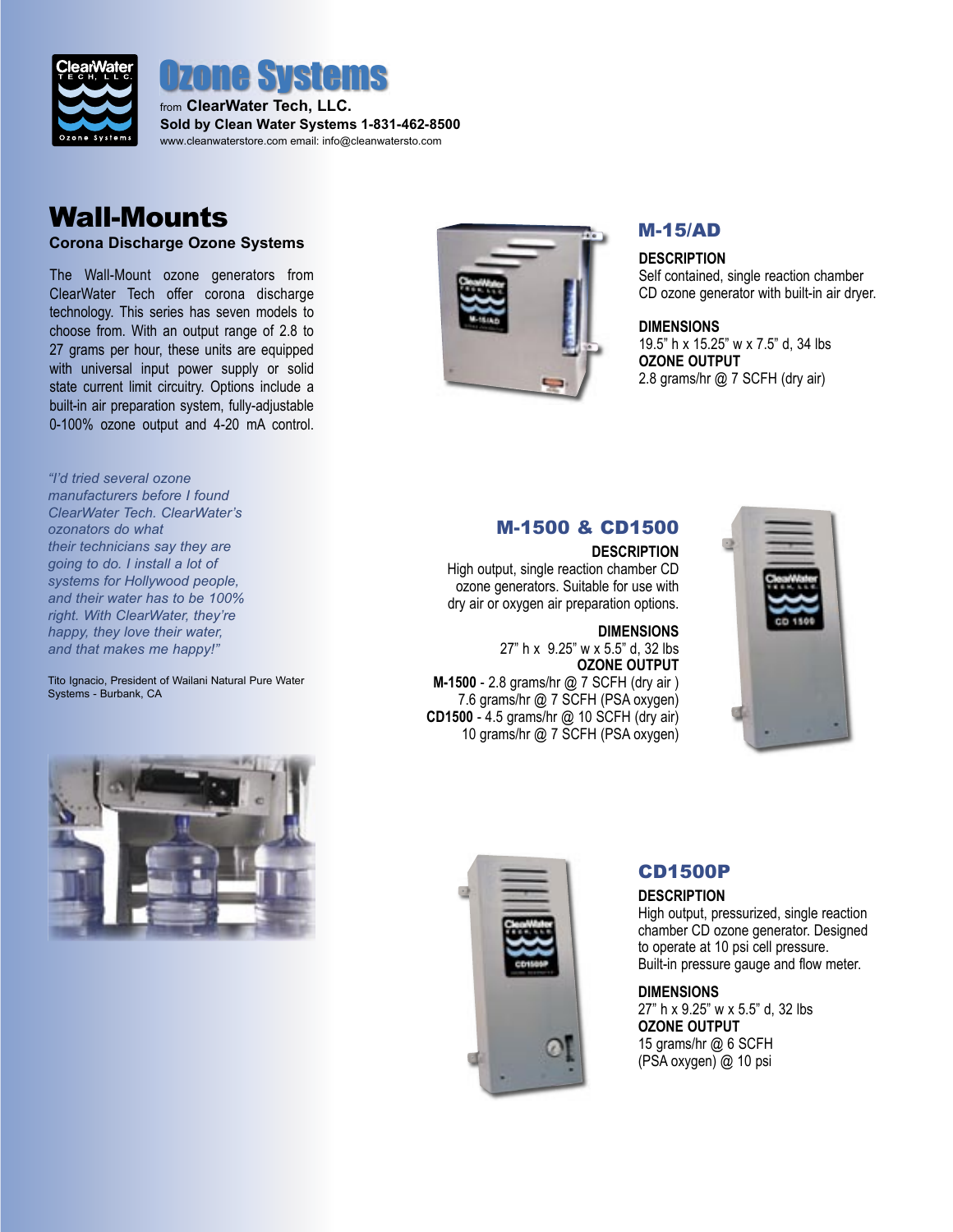# Ozone Systems

from **ClearWater Tech, LLC.**
**Sold by Clean Water Systems 1-831-462-8500**
www.cleanwaterstore.com email: info@cleanwatersto.com

## Wall-Mounts

**Corona Discharge Ozone Systems**

The Wall-Mount ozone generators from ClearWater Tech offer corona discharge technology. This series has seven models to choose from. With an output range of 2.8 to 27 grams per hour, these units are equipped with universal input power supply or solid state current limit circuitry. Options include a built-in air preparation system, fully-adjustable 0-100% ozone output and 4-20 mA control.

*"I'd tried several ozone manufacturers before I found ClearWater Tech. ClearWater's ozonators do what their technicians say they are going to do. I install a lot of systems for Hollywood people, and their water has to be 100% right. With ClearWater, they're happy, they love their water, and that makes me happy!"*

Tito Ignacio, President of Wailani Natural Pure Water Systems - Burbank, CA

### M-15/AD

**DESCRIPTION**
Self contained, single reaction chamber CD ozone generator with built-in air dryer.

**DIMENSIONS**
19.5" h x 15.25" w x 7.5" d, 34 lbs
**OZONE OUTPUT**
2.8 grams/hr @ 7 SCFH (dry air)

### M-1500 & CD1500

**DESCRIPTION**
High output, single reaction chamber CD ozone generators. Suitable for use with dry air or oxygen air preparation options.

**DIMENSIONS**
27" h x 9.25" w x 5.5" d, 32 lbs
**OZONE OUTPUT**
**M-1500** - 2.8 grams/hr @ 7 SCFH (dry air )
7.6 grams/hr @ 7 SCFH (PSA oxygen)
**CD1500** - 4.5 grams/hr @ 10 SCFH (dry air)
10 grams/hr @ 7 SCFH (PSA oxygen)

### CD1500P

**DESCRIPTION**
High output, pressurized, single reaction chamber CD ozone generator. Designed to operate at 10 psi cell pressure. Built-in pressure gauge and flow meter.

**DIMENSIONS**
27" h x 9.25" w x 5.5" d, 32 lbs
**OZONE OUTPUT**
15 grams/hr @ 6 SCFH (PSA oxygen) @ 10 psi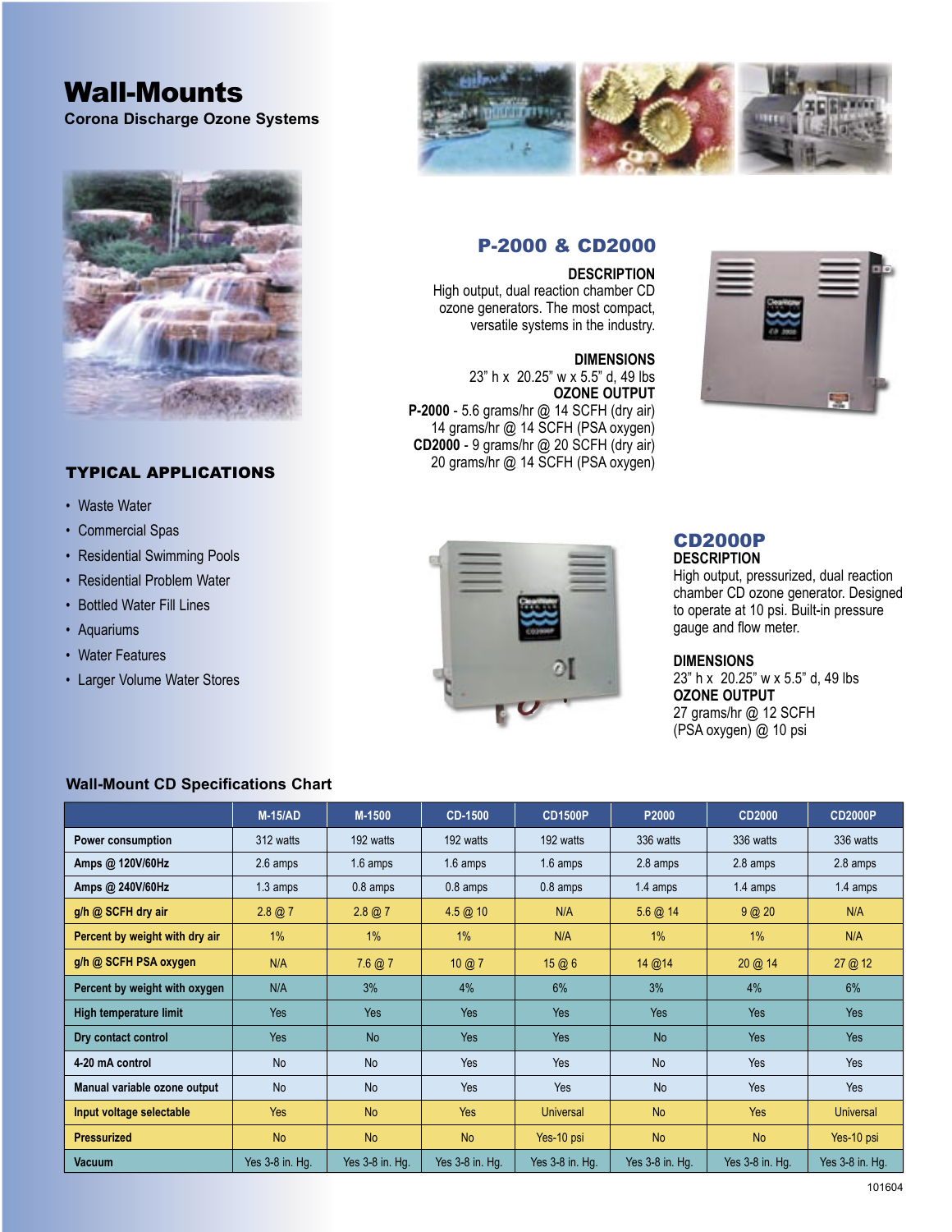# Wall-Mounts

**Corona Discharge Ozone Systems**

## P-2000 & CD2000

**DESCRIPTION**

High output, dual reaction chamber CD ozone generators. The most compact, versatile systems in the industry.

**DIMENSIONS**

23" h x 20.25" w x 5.5" d, 49 lbs

**OZONE OUTPUT**

**P-2000** - 5.6 grams/hr @ 14 SCFH (dry air)
14 grams/hr @ 14 SCFH (PSA oxygen)

**CD2000** - 9 grams/hr @ 20 SCFH (dry air)
20 grams/hr @ 14 SCFH (PSA oxygen)

## TYPICAL APPLICATIONS

- Waste Water
- Commercial Spas
- Residential Swimming Pools
- Residential Problem Water
- Bottled Water Fill Lines
- Aquariums
- Water Features
- Larger Volume Water Stores

## CD2000P

**DESCRIPTION**

High output, pressurized, dual reaction chamber CD ozone generator. Designed to operate at 10 psi. Built-in pressure gauge and flow meter.

**DIMENSIONS**

23" h x 20.25" w x 5.5" d, 49 lbs

**OZONE OUTPUT**

27 grams/hr @ 12 SCFH
(PSA oxygen) @ 10 psi

### Wall-Mount CD Specifications Chart

| | M-15/AD | M-1500 | CD-1500 | CD1500P | P2000 | CD2000 | CD2000P |
|---|---|---|---|---|---|---|---|
| Power consumption | 312 watts | 192 watts | 192 watts | 192 watts | 336 watts | 336 watts | 336 watts |
| Amps @ 120V/60Hz | 2.6 amps | 1.6 amps | 1.6 amps | 1.6 amps | 2.8 amps | 2.8 amps | 2.8 amps |
| Amps @ 240V/60Hz | 1.3 amps | 0.8 amps | 0.8 amps | 0.8 amps | 1.4 amps | 1.4 amps | 1.4 amps |
| g/h @ SCFH dry air | 2.8 @ 7 | 2.8 @ 7 | 4.5 @ 10 | N/A | 5.6 @ 14 | 9 @ 20 | N/A |
| Percent by weight with dry air | 1% | 1% | 1% | N/A | 1% | 1% | N/A |
| g/h @ SCFH PSA oxygen | N/A | 7.6 @ 7 | 10 @ 7 | 15 @ 6 | 14 @14 | 20 @ 14 | 27 @ 12 |
| Percent by weight with oxygen | N/A | 3% | 4% | 6% | 3% | 4% | 6% |
| High temperature limit | Yes | Yes | Yes | Yes | Yes | Yes | Yes |
| Dry contact control | Yes | No | Yes | Yes | No | Yes | Yes |
| 4-20 mA control | No | No | Yes | Yes | No | Yes | Yes |
| Manual variable ozone output | No | No | Yes | Yes | No | Yes | Yes |
| Input voltage selectable | Yes | No | Yes | Universal | No | Yes | Universal |
| Pressurized | No | No | No | Yes-10 psi | No | No | Yes-10 psi |
| Vacuum | Yes 3-8 in. Hg. | Yes 3-8 in. Hg. | Yes 3-8 in. Hg. | Yes 3-8 in. Hg. | Yes 3-8 in. Hg. | Yes 3-8 in. Hg. | Yes 3-8 in. Hg. |

101604